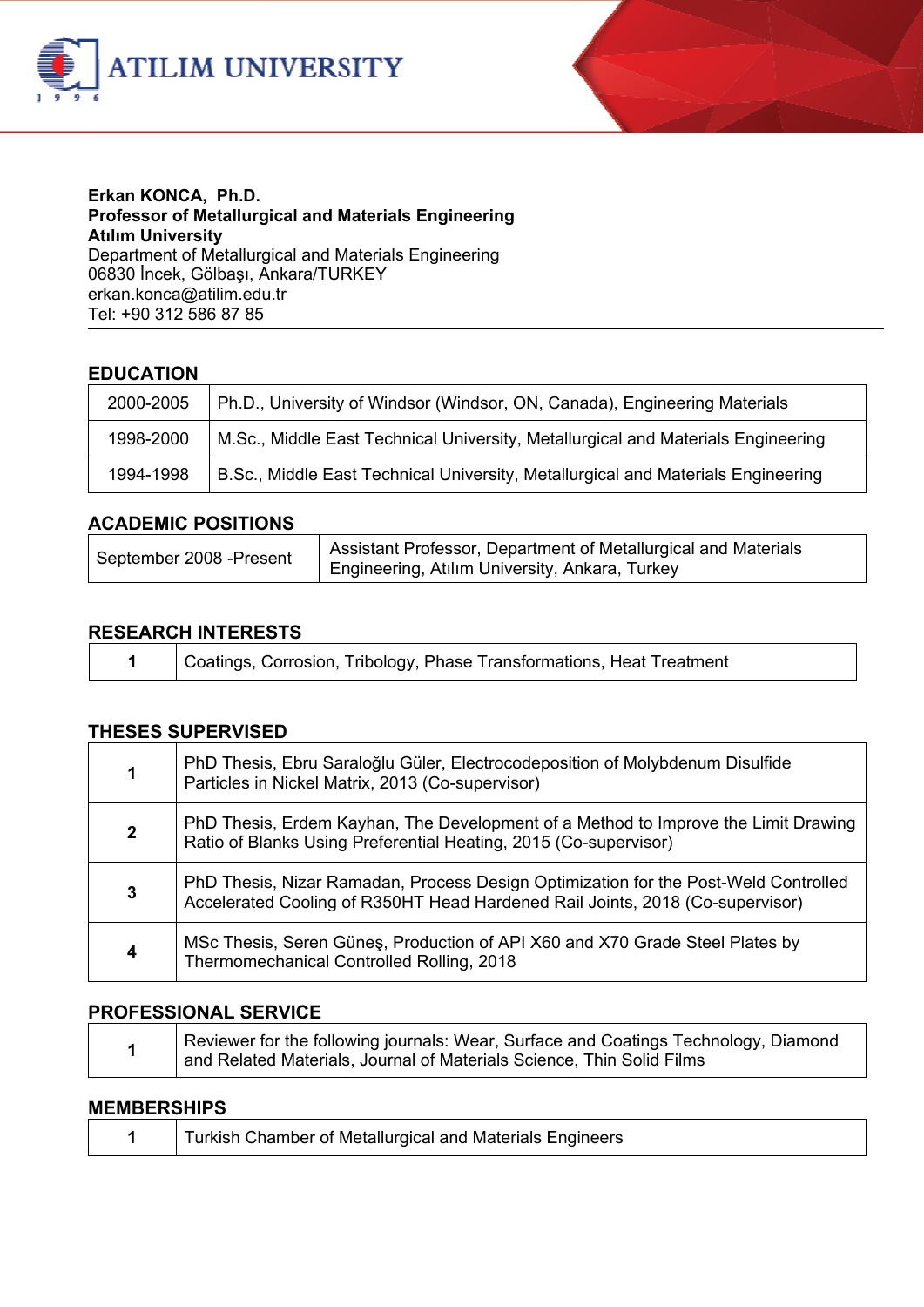**Erkan KONCA, Ph.D.**
**Professor of Metallurgical and Materials Engineering**
**Atılım University**
Department of Metallurgical and Materials Engineering
06830 İncek, Gölbaşı, Ankara/TURKEY
erkan.konca@atilim.edu.tr
Tel: +90 312 586 87 85

## EDUCATION

| | |
|---|---|
| 2000-2005 | Ph.D., University of Windsor (Windsor, ON, Canada), Engineering Materials |
| 1998-2000 | M.Sc., Middle East Technical University, Metallurgical and Materials Engineering |
| 1994-1998 | B.Sc., Middle East Technical University, Metallurgical and Materials Engineering |

## ACADEMIC POSITIONS

| | |
|---|---|
| September 2008 -Present | Assistant Professor, Department of Metallurgical and Materials Engineering, Atılım University, Ankara, Turkey |

## RESEARCH INTERESTS

| | |
|---|---|
| **1** | Coatings, Corrosion, Tribology, Phase Transformations, Heat Treatment |

## THESES SUPERVISED

| | |
|---|---|
| **1** | PhD Thesis, Ebru Saraloğlu Güler, Electrocodeposition of Molybdenum Disulfide Particles in Nickel Matrix, 2013 (Co-supervisor) |
| **2** | PhD Thesis, Erdem Kayhan, The Development of a Method to Improve the Limit Drawing Ratio of Blanks Using Preferential Heating, 2015 (Co-supervisor) |
| **3** | PhD Thesis, Nizar Ramadan, Process Design Optimization for the Post-Weld Controlled Accelerated Cooling of R350HT Head Hardened Rail Joints, 2018 (Co-supervisor) |
| **4** | MSc Thesis, Seren Güneş, Production of API X60 and X70 Grade Steel Plates by Thermomechanical Controlled Rolling, 2018 |

## PROFESSIONAL SERVICE

| | |
|---|---|
| **1** | Reviewer for the following journals: Wear, Surface and Coatings Technology, Diamond and Related Materials, Journal of Materials Science, Thin Solid Films |

## MEMBERSHIPS

| | |
|---|---|
| **1** | Turkish Chamber of Metallurgical and Materials Engineers |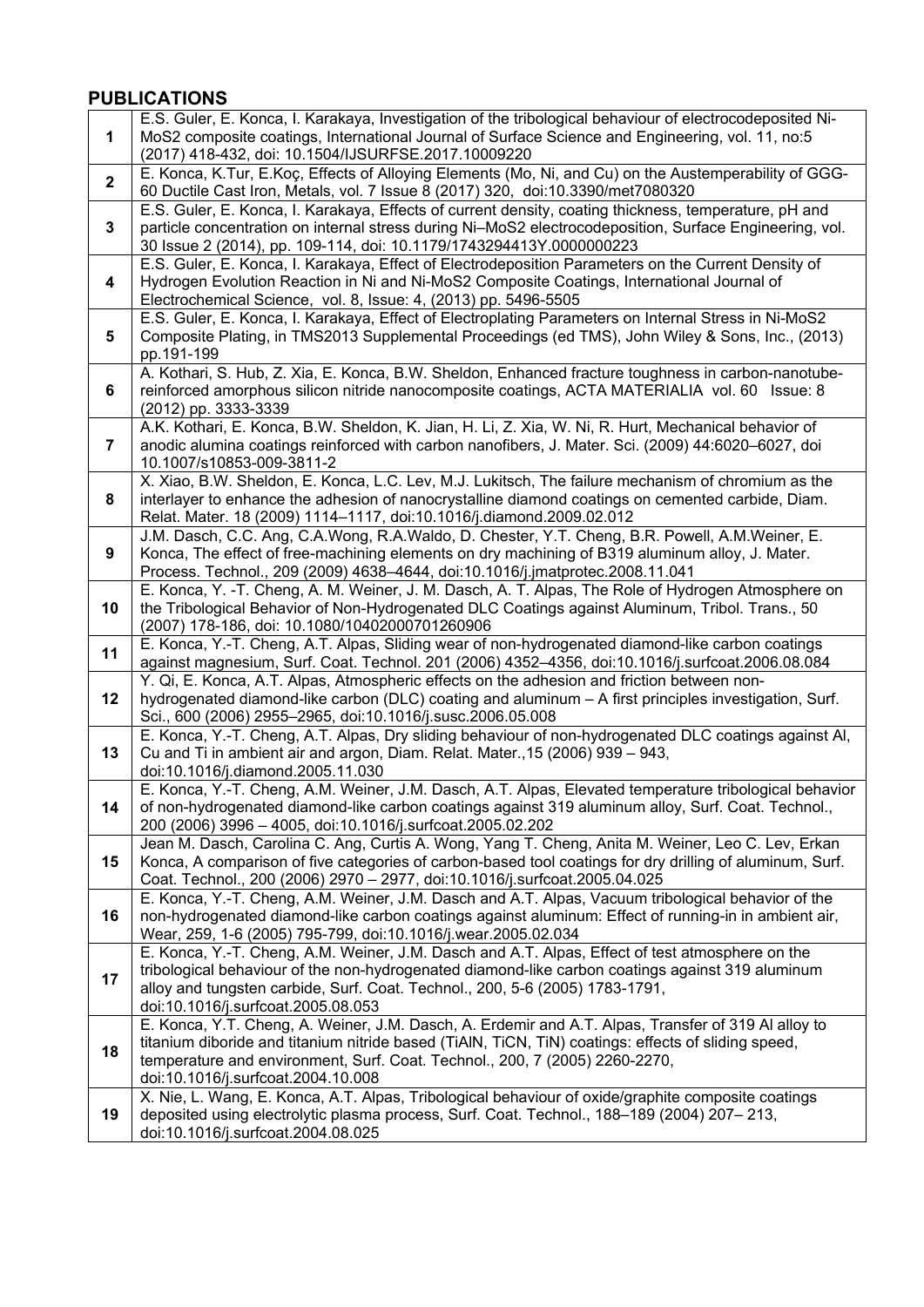## PUBLICATIONS

| | |
|---|---|
| **1** | E.S. Guler, E. Konca, I. Karakaya, Investigation of the tribological behaviour of electrocodeposited Ni-MoS2 composite coatings, International Journal of Surface Science and Engineering, vol. 11, no:5 (2017) 418-432, doi: 10.1504/IJSURFSE.2017.10009220 |
| **2** | E. Konca, K.Tur, E.Koç, Effects of Alloying Elements (Mo, Ni, and Cu) on the Austemperability of GGG-60 Ductile Cast Iron, Metals, vol. 7 Issue 8 (2017) 320, doi:10.3390/met7080320 |
| **3** | E.S. Guler, E. Konca, I. Karakaya, Effects of current density, coating thickness, temperature, pH and particle concentration on internal stress during Ni–MoS2 electrocodeposition, Surface Engineering, vol. 30 Issue 2 (2014), pp. 109-114, doi: 10.1179/1743294413Y.0000000223 |
| **4** | E.S. Guler, E. Konca, I. Karakaya, Effect of Electrodeposition Parameters on the Current Density of Hydrogen Evolution Reaction in Ni and Ni-MoS2 Composite Coatings, International Journal of Electrochemical Science, vol. 8, Issue: 4, (2013) pp. 5496-5505 |
| **5** | E.S. Guler, E. Konca, I. Karakaya, Effect of Electroplating Parameters on Internal Stress in Ni-MoS2 Composite Plating, in TMS2013 Supplemental Proceedings (ed TMS), John Wiley & Sons, Inc., (2013) pp.191-199 |
| **6** | A. Kothari, S. Hub, Z. Xia, E. Konca, B.W. Sheldon, Enhanced fracture toughness in carbon-nanotube-reinforced amorphous silicon nitride nanocomposite coatings, ACTA MATERIALIA vol. 60 Issue: 8 (2012) pp. 3333-3339 |
| **7** | A.K. Kothari, E. Konca, B.W. Sheldon, K. Jian, H. Li, Z. Xia, W. Ni, R. Hurt, Mechanical behavior of anodic alumina coatings reinforced with carbon nanofibers, J. Mater. Sci. (2009) 44:6020–6027, doi 10.1007/s10853-009-3811-2 |
| **8** | X. Xiao, B.W. Sheldon, E. Konca, L.C. Lev, M.J. Lukitsch, The failure mechanism of chromium as the interlayer to enhance the adhesion of nanocrystalline diamond coatings on cemented carbide, Diam. Relat. Mater. 18 (2009) 1114–1117, doi:10.1016/j.diamond.2009.02.012 |
| **9** | J.M. Dasch, C.C. Ang, C.A.Wong, R.A.Waldo, D. Chester, Y.T. Cheng, B.R. Powell, A.M.Weiner, E. Konca, The effect of free-machining elements on dry machining of B319 aluminum alloy, J. Mater. Process. Technol., 209 (2009) 4638–4644, doi:10.1016/j.jmatprotec.2008.11.041 |
| **10** | E. Konca, Y. -T. Cheng, A. M. Weiner, J. M. Dasch, A. T. Alpas, The Role of Hydrogen Atmosphere on the Tribological Behavior of Non-Hydrogenated DLC Coatings against Aluminum, Tribol. Trans., 50 (2007) 178-186, doi: 10.1080/10402000701260906 |
| **11** | E. Konca, Y.-T. Cheng, A.T. Alpas, Sliding wear of non-hydrogenated diamond-like carbon coatings against magnesium, Surf. Coat. Technol. 201 (2006) 4352–4356, doi:10.1016/j.surfcoat.2006.08.084 |
| **12** | Y. Qi, E. Konca, A.T. Alpas, Atmospheric effects on the adhesion and friction between non-hydrogenated diamond-like carbon (DLC) coating and aluminum – A first principles investigation, Surf. Sci., 600 (2006) 2955–2965, doi:10.1016/j.susc.2006.05.008 |
| **13** | E. Konca, Y.-T. Cheng, A.T. Alpas, Dry sliding behaviour of non-hydrogenated DLC coatings against Al, Cu and Ti in ambient air and argon, Diam. Relat. Mater.,15 (2006) 939 – 943, doi:10.1016/j.diamond.2005.11.030 |
| **14** | E. Konca, Y.-T. Cheng, A.M. Weiner, J.M. Dasch, A.T. Alpas, Elevated temperature tribological behavior of non-hydrogenated diamond-like carbon coatings against 319 aluminum alloy, Surf. Coat. Technol., 200 (2006) 3996 – 4005, doi:10.1016/j.surfcoat.2005.02.202 |
| **15** | Jean M. Dasch, Carolina C. Ang, Curtis A. Wong, Yang T. Cheng, Anita M. Weiner, Leo C. Lev, Erkan Konca, A comparison of five categories of carbon-based tool coatings for dry drilling of aluminum, Surf. Coat. Technol., 200 (2006) 2970 – 2977, doi:10.1016/j.surfcoat.2005.04.025 |
| **16** | E. Konca, Y.-T. Cheng, A.M. Weiner, J.M. Dasch and A.T. Alpas, Vacuum tribological behavior of the non-hydrogenated diamond-like carbon coatings against aluminum: Effect of running-in in ambient air, Wear, 259, 1-6 (2005) 795-799, doi:10.1016/j.wear.2005.02.034 |
| **17** | E. Konca, Y.-T. Cheng, A.M. Weiner, J.M. Dasch and A.T. Alpas, Effect of test atmosphere on the tribological behaviour of the non-hydrogenated diamond-like carbon coatings against 319 aluminum alloy and tungsten carbide, Surf. Coat. Technol., 200, 5-6 (2005) 1783-1791, doi:10.1016/j.surfcoat.2005.08.053 |
| **18** | E. Konca, Y.T. Cheng, A. Weiner, J.M. Dasch, A. Erdemir and A.T. Alpas, Transfer of 319 Al alloy to titanium diboride and titanium nitride based (TiAlN, TiCN, TiN) coatings: effects of sliding speed, temperature and environment, Surf. Coat. Technol., 200, 7 (2005) 2260-2270, doi:10.1016/j.surfcoat.2004.10.008 |
| **19** | X. Nie, L. Wang, E. Konca, A.T. Alpas, Tribological behaviour of oxide/graphite composite coatings deposited using electrolytic plasma process, Surf. Coat. Technol., 188–189 (2004) 207– 213, doi:10.1016/j.surfcoat.2004.08.025 |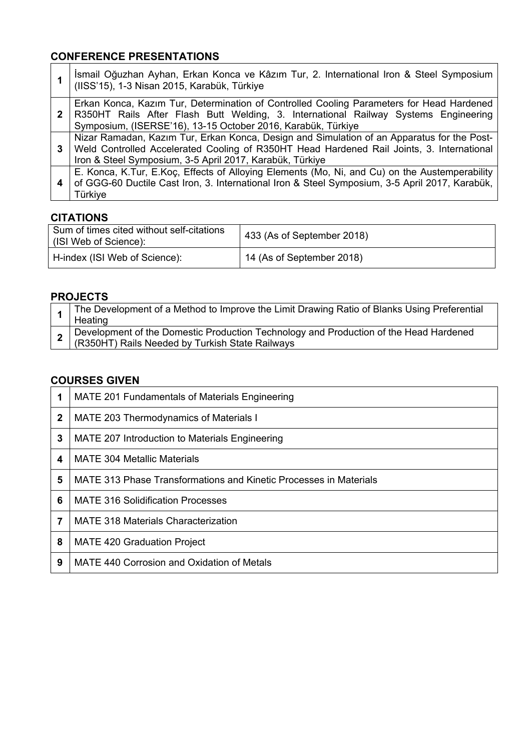## CONFERENCE PRESENTATIONS

| | |
|---|---|
| **1** | İsmail Oğuzhan Ayhan, Erkan Konca ve Kâzım Tur, 2. International Iron & Steel Symposium (IISS'15), 1-3 Nisan 2015, Karabük, Türkiye |
| **2** | Erkan Konca, Kazım Tur, Determination of Controlled Cooling Parameters for Head Hardened R350HT Rails After Flash Butt Welding, 3. International Railway Systems Engineering Symposium, (ISERSE'16), 13-15 October 2016, Karabük, Türkiye |
| **3** | Nizar Ramadan, Kazım Tur, Erkan Konca, Design and Simulation of an Apparatus for the Post-Weld Controlled Accelerated Cooling of R350HT Head Hardened Rail Joints, 3. International Iron & Steel Symposium, 3-5 April 2017, Karabük, Türkiye |
| **4** | E. Konca, K.Tur, E.Koç, Effects of Alloying Elements (Mo, Ni, and Cu) on the Austemperability of GGG-60 Ductile Cast Iron, 3. International Iron & Steel Symposium, 3-5 April 2017, Karabük, Türkiye |

## CITATIONS

| | |
|---|---|
| Sum of times cited without self-citations (ISI Web of Science): | 433 (As of September 2018) |
| H-index (ISI Web of Science): | 14 (As of September 2018) |

## PROJECTS

| | |
|---|---|
| **1** | The Development of a Method to Improve the Limit Drawing Ratio of Blanks Using Preferential Heating |
| **2** | Development of the Domestic Production Technology and Production of the Head Hardened (R350HT) Rails Needed by Turkish State Railways |

## COURSES GIVEN

| | |
|---|---|
| **1** | MATE 201 Fundamentals of Materials Engineering |
| **2** | MATE 203 Thermodynamics of Materials I |
| **3** | MATE 207 Introduction to Materials Engineering |
| **4** | MATE 304 Metallic Materials |
| **5** | MATE 313 Phase Transformations and Kinetic Processes in Materials |
| **6** | MATE 316 Solidification Processes |
| **7** | MATE 318 Materials Characterization |
| **8** | MATE 420 Graduation Project |
| **9** | MATE 440 Corrosion and Oxidation of Metals |